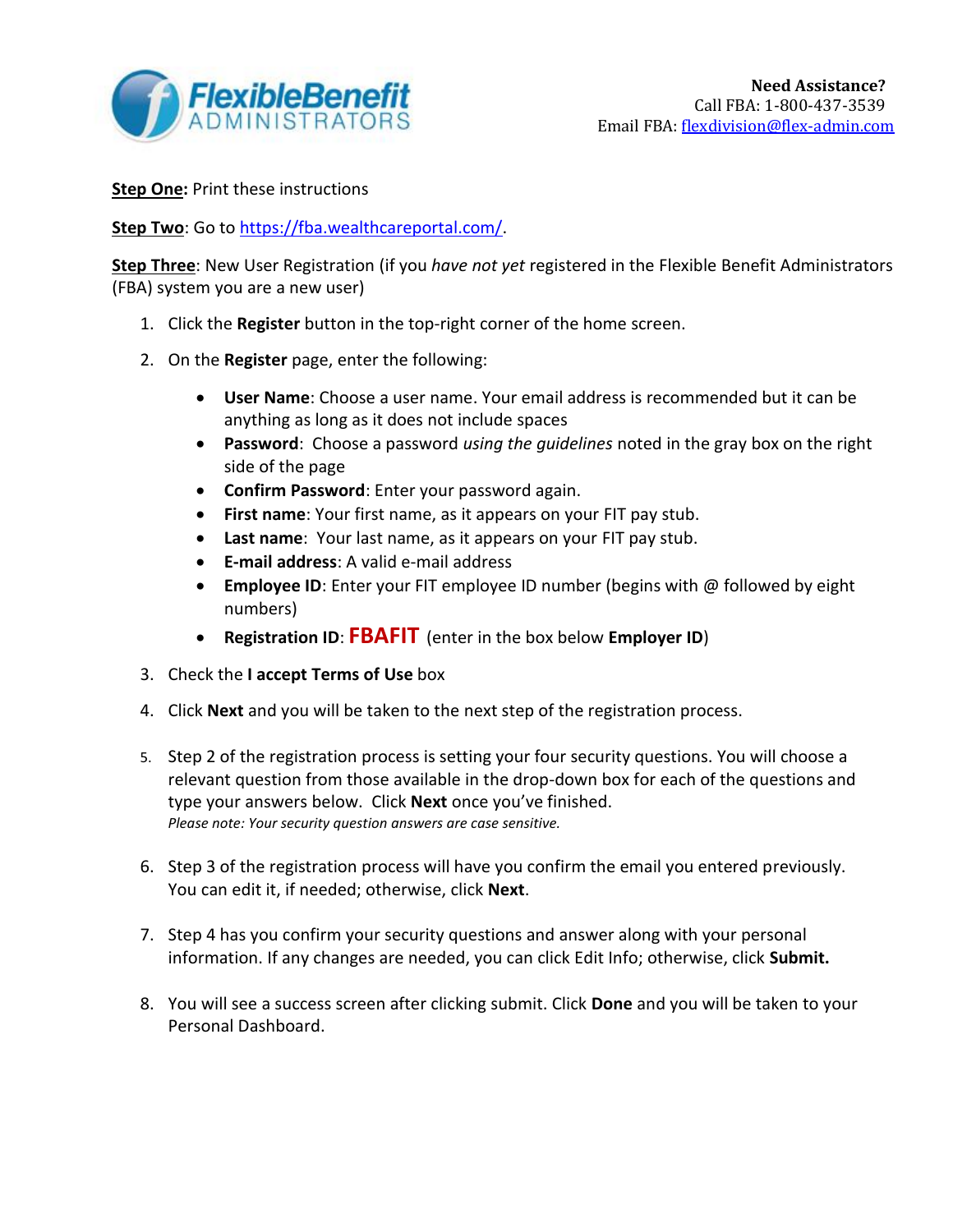FlexibleBenefit ADMINISTRATORS

**Need Assistance?**
Call FBA: 1-800-437-3539
Email FBA: flexdivision@flex-admin.com

**Step One:** Print these instructions

**Step Two**: Go to https://fba.wealthcareportal.com/.

**Step Three**: New User Registration (if you *have not yet* registered in the Flexible Benefit Administrators (FBA) system you are a new user)

1. Click the **Register** button in the top-right corner of the home screen.
2. On the **Register** page, enter the following:
   - **User Name**: Choose a user name. Your email address is recommended but it can be anything as long as it does not include spaces
   - **Password**: Choose a password *using the guidelines* noted in the gray box on the right side of the page
   - **Confirm Password**: Enter your password again.
   - **First name**: Your first name, as it appears on your FIT pay stub.
   - **Last name**: Your last name, as it appears on your FIT pay stub.
   - **E-mail address**: A valid e-mail address
   - **Employee ID**: Enter your FIT employee ID number (begins with @ followed by eight numbers)
   - **Registration ID**: **FBAFIT** (enter in the box below **Employer ID**)
3. Check the **I accept Terms of Use** box
4. Click **Next** and you will be taken to the next step of the registration process.
5. Step 2 of the registration process is setting your four security questions. You will choose a relevant question from those available in the drop-down box for each of the questions and type your answers below. Click **Next** once you've finished.
   *Please note: Your security question answers are case sensitive.*
6. Step 3 of the registration process will have you confirm the email you entered previously. You can edit it, if needed; otherwise, click **Next**.
7. Step 4 has you confirm your security questions and answer along with your personal information. If any changes are needed, you can click Edit Info; otherwise, click **Submit.**
8. You will see a success screen after clicking submit. Click **Done** and you will be taken to your Personal Dashboard.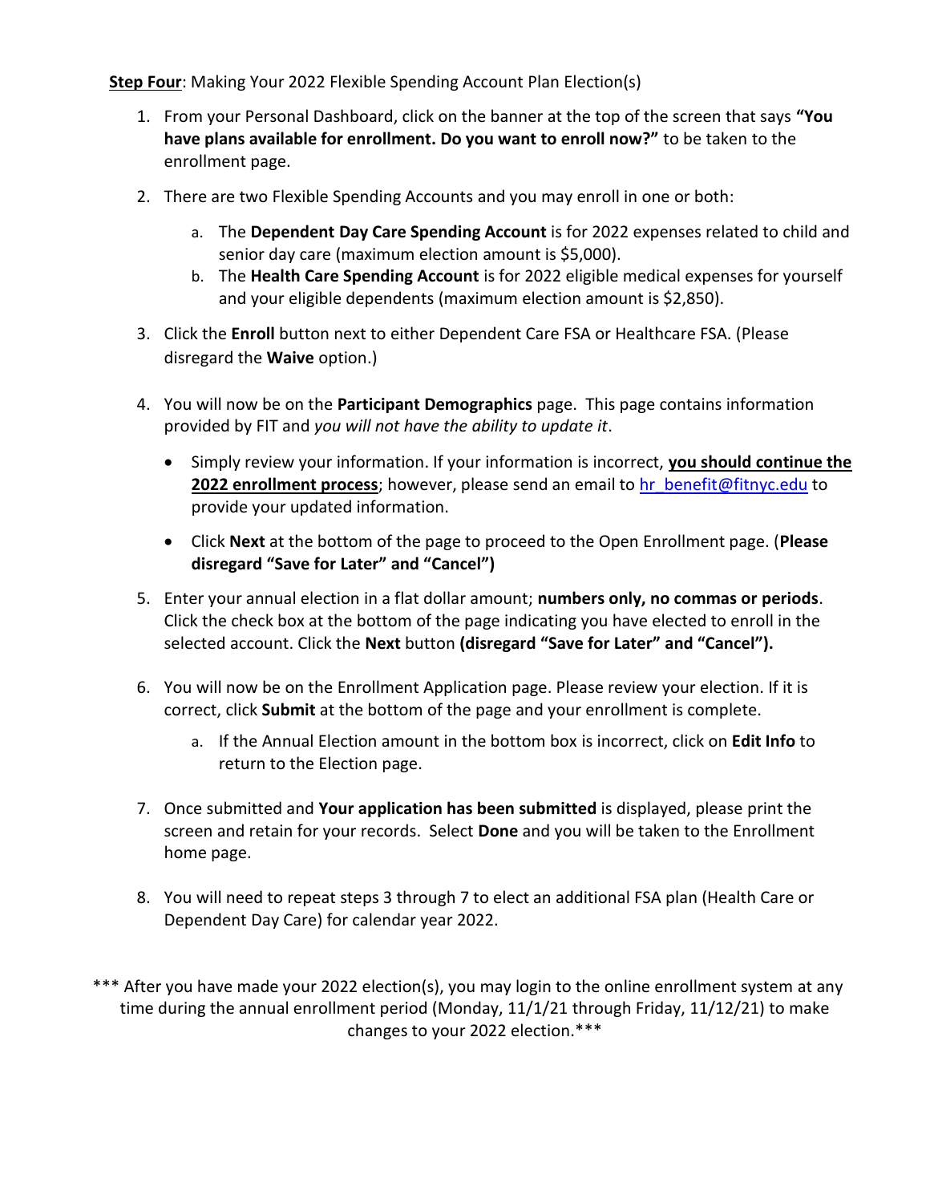**<u>Step Four</u>**: Making Your 2022 Flexible Spending Account Plan Election(s)

1. From your Personal Dashboard, click on the banner at the top of the screen that says **"You have plans available for enrollment. Do you want to enroll now?"** to be taken to the enrollment page.

2. There are two Flexible Spending Accounts and you may enroll in one or both:

   a. The **Dependent Day Care Spending Account** is for 2022 expenses related to child and senior day care (maximum election amount is $5,000).
   b. The **Health Care Spending Account** is for 2022 eligible medical expenses for yourself and your eligible dependents (maximum election amount is $2,850).

3. Click the **Enroll** button next to either Dependent Care FSA or Healthcare FSA. (Please disregard the **Waive** option.)

4. You will now be on the **Participant Demographics** page. This page contains information provided by FIT and *you will not have the ability to update it*.

   - Simply review your information. If your information is incorrect, **<u>you should continue the 2022 enrollment process</u>**; however, please send an email to [hr_benefit@fitnyc.edu](mailto:hr_benefit@fitnyc.edu) to provide your updated information.

   - Click **Next** at the bottom of the page to proceed to the Open Enrollment page. (**Please disregard "Save for Later" and "Cancel")**

5. Enter your annual election in a flat dollar amount; **numbers only, no commas or periods**. Click the check box at the bottom of the page indicating you have elected to enroll in the selected account. Click the **Next** button **(disregard "Save for Later" and "Cancel").**

6. You will now be on the Enrollment Application page. Please review your election. If it is correct, click **Submit** at the bottom of the page and your enrollment is complete.

   a. If the Annual Election amount in the bottom box is incorrect, click on **Edit Info** to return to the Election page.

7. Once submitted and **Your application has been submitted** is displayed, please print the screen and retain for your records. Select **Done** and you will be taken to the Enrollment home page.

8. You will need to repeat steps 3 through 7 to elect an additional FSA plan (Health Care or Dependent Day Care) for calendar year 2022.

*** After you have made your 2022 election(s), you may login to the online enrollment system at any time during the annual enrollment period (Monday, 11/1/21 through Friday, 11/12/21) to make changes to your 2022 election.***